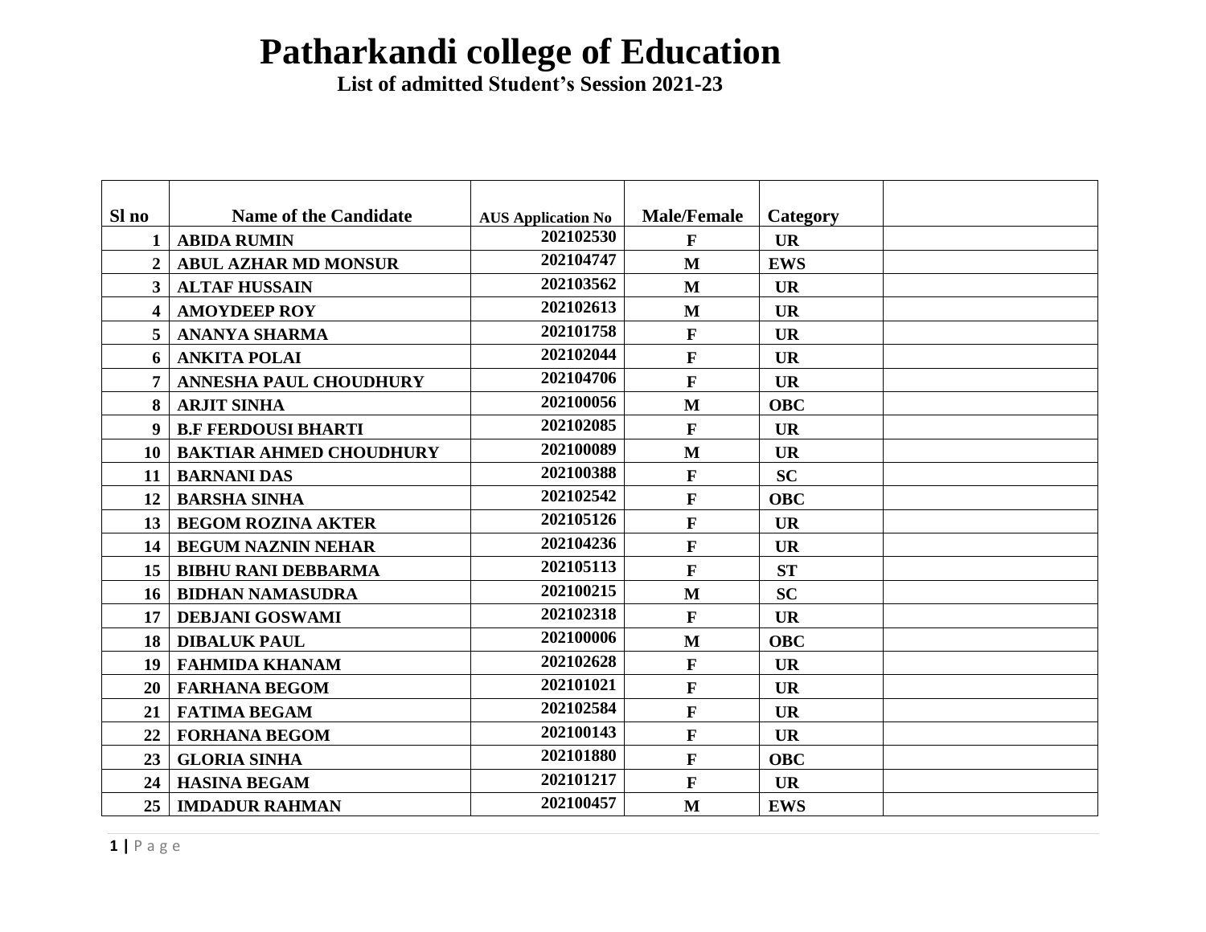# Patharkandi college of Education

**List of admitted Student's Session 2021-23**

| Sl no | Name of the Candidate | AUS Application No | Male/Female | Category | |
|---|---|---|---|---|---|
| 1 | ABIDA RUMIN | 202102530 | F | UR | |
| 2 | ABUL AZHAR MD MONSUR | 202104747 | M | EWS | |
| 3 | ALTAF HUSSAIN | 202103562 | M | UR | |
| 4 | AMOYDEEP ROY | 202102613 | M | UR | |
| 5 | ANANYA SHARMA | 202101758 | F | UR | |
| 6 | ANKITA POLAI | 202102044 | F | UR | |
| 7 | ANNESHA PAUL CHOUDHURY | 202104706 | F | UR | |
| 8 | ARJIT SINHA | 202100056 | M | OBC | |
| 9 | B.F FERDOUSI BHARTI | 202102085 | F | UR | |
| 10 | BAKTIAR AHMED CHOUDHURY | 202100089 | M | UR | |
| 11 | BARNANI DAS | 202100388 | F | SC | |
| 12 | BARSHA SINHA | 202102542 | F | OBC | |
| 13 | BEGOM ROZINA AKTER | 202105126 | F | UR | |
| 14 | BEGUM NAZNIN NEHAR | 202104236 | F | UR | |
| 15 | BIBHU RANI DEBBARMA | 202105113 | F | ST | |
| 16 | BIDHAN NAMASUDRA | 202100215 | M | SC | |
| 17 | DEBJANI GOSWAMI | 202102318 | F | UR | |
| 18 | DIBALUK PAUL | 202100006 | M | OBC | |
| 19 | FAHMIDA KHANAM | 202102628 | F | UR | |
| 20 | FARHANA BEGOM | 202101021 | F | UR | |
| 21 | FATIMA BEGAM | 202102584 | F | UR | |
| 22 | FORHANA BEGOM | 202100143 | F | UR | |
| 23 | GLORIA SINHA | 202101880 | F | OBC | |
| 24 | HASINA BEGAM | 202101217 | F | UR | |
| 25 | IMDADUR RAHMAN | 202100457 | M | EWS | |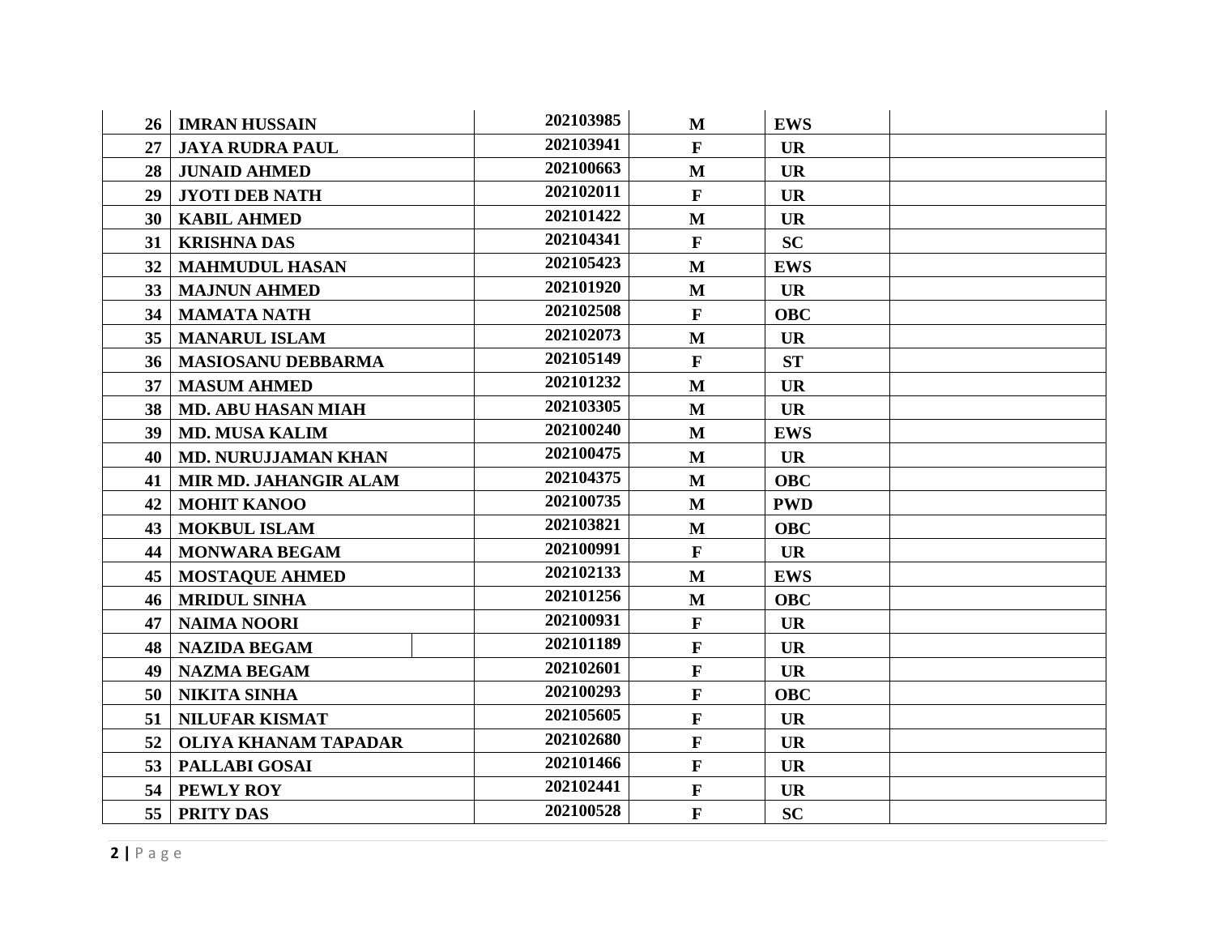| | | | | | |
|---|---|---|---|---|---|
| 26 | IMRAN HUSSAIN | 202103985 | M | EWS | |
| 27 | JAYA RUDRA PAUL | 202103941 | F | UR | |
| 28 | JUNAID AHMED | 202100663 | M | UR | |
| 29 | JYOTI DEB NATH | 202102011 | F | UR | |
| 30 | KABIL AHMED | 202101422 | M | UR | |
| 31 | KRISHNA DAS | 202104341 | F | SC | |
| 32 | MAHMUDUL HASAN | 202105423 | M | EWS | |
| 33 | MAJNUN AHMED | 202101920 | M | UR | |
| 34 | MAMATA NATH | 202102508 | F | OBC | |
| 35 | MANARUL ISLAM | 202102073 | M | UR | |
| 36 | MASIOSANU DEBBARMA | 202105149 | F | ST | |
| 37 | MASUM AHMED | 202101232 | M | UR | |
| 38 | MD. ABU HASAN MIAH | 202103305 | M | UR | |
| 39 | MD. MUSA KALIM | 202100240 | M | EWS | |
| 40 | MD. NURUJJAMAN KHAN | 202100475 | M | UR | |
| 41 | MIR MD. JAHANGIR ALAM | 202104375 | M | OBC | |
| 42 | MOHIT KANOO | 202100735 | M | PWD | |
| 43 | MOKBUL ISLAM | 202103821 | M | OBC | |
| 44 | MONWARA BEGAM | 202100991 | F | UR | |
| 45 | MOSTAQUE AHMED | 202102133 | M | EWS | |
| 46 | MRIDUL SINHA | 202101256 | M | OBC | |
| 47 | NAIMA NOORI | 202100931 | F | UR | |
| 48 | NAZIDA BEGAM | 202101189 | F | UR | |
| 49 | NAZMA BEGAM | 202102601 | F | UR | |
| 50 | NIKITA SINHA | 202100293 | F | OBC | |
| 51 | NILUFAR KISMAT | 202105605 | F | UR | |
| 52 | OLIYA KHANAM TAPADAR | 202102680 | F | UR | |
| 53 | PALLABI GOSAI | 202101466 | F | UR | |
| 54 | PEWLY ROY | 202102441 | F | UR | |
| 55 | PRITY DAS | 202100528 | F | SC | |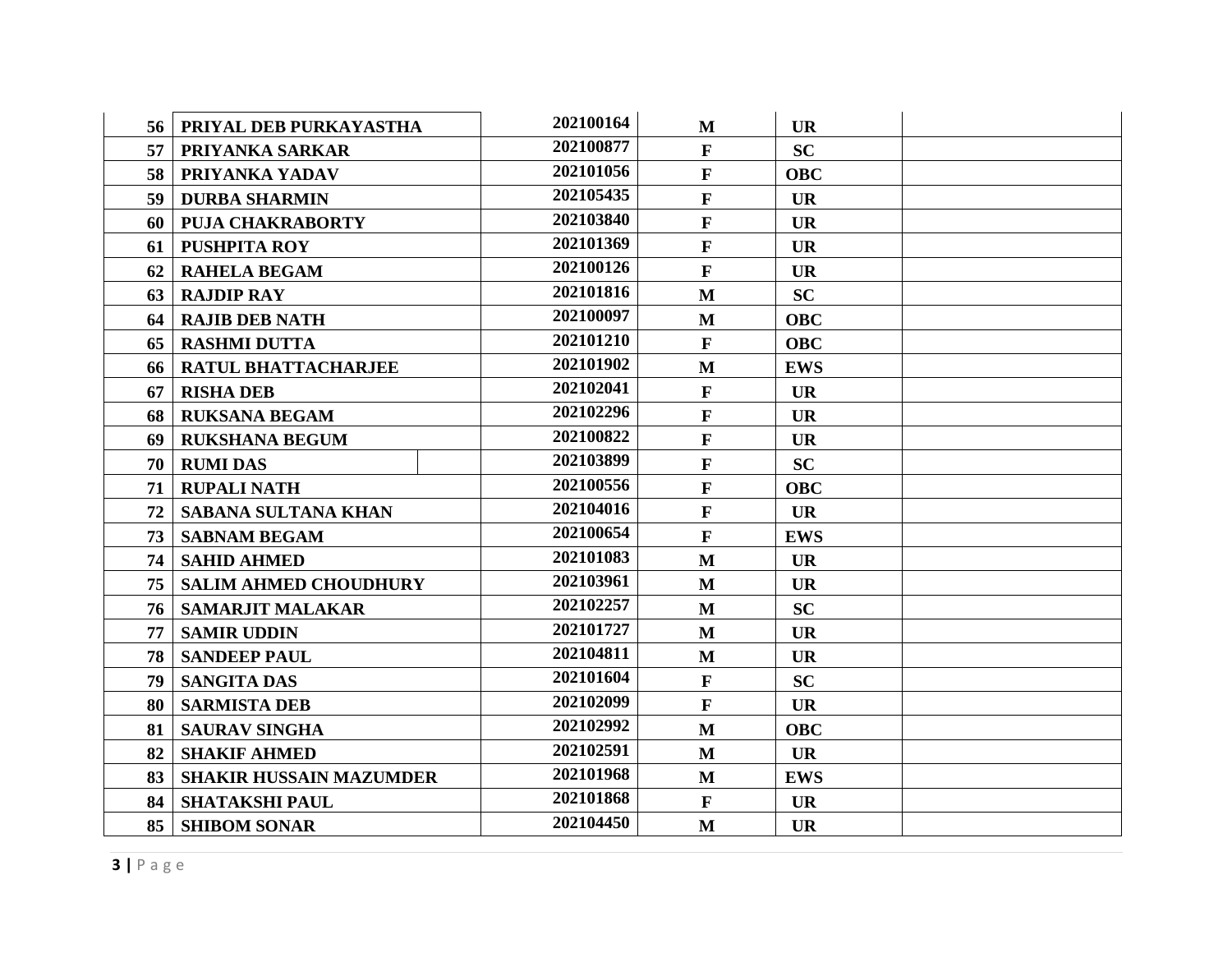| | | | | | |
|---|---|---|---|---|---|
| 56 | PRIYAL DEB PURKAYASTHA | 202100164 | M | UR | |
| 57 | PRIYANKA SARKAR | 202100877 | F | SC | |
| 58 | PRIYANKA YADAV | 202101056 | F | OBC | |
| 59 | DURBA SHARMIN | 202105435 | F | UR | |
| 60 | PUJA CHAKRABORTY | 202103840 | F | UR | |
| 61 | PUSHPITA ROY | 202101369 | F | UR | |
| 62 | RAHELA BEGAM | 202100126 | F | UR | |
| 63 | RAJDIP RAY | 202101816 | M | SC | |
| 64 | RAJIB DEB NATH | 202100097 | M | OBC | |
| 65 | RASHMI DUTTA | 202101210 | F | OBC | |
| 66 | RATUL BHATTACHARJEE | 202101902 | M | EWS | |
| 67 | RISHA DEB | 202102041 | F | UR | |
| 68 | RUKSANA BEGAM | 202102296 | F | UR | |
| 69 | RUKSHANA BEGUM | 202100822 | F | UR | |
| 70 | RUMI DAS | 202103899 | F | SC | |
| 71 | RUPALI NATH | 202100556 | F | OBC | |
| 72 | SABANA SULTANA KHAN | 202104016 | F | UR | |
| 73 | SABNAM BEGAM | 202100654 | F | EWS | |
| 74 | SAHID AHMED | 202101083 | M | UR | |
| 75 | SALIM AHMED CHOUDHURY | 202103961 | M | UR | |
| 76 | SAMARJIT MALAKAR | 202102257 | M | SC | |
| 77 | SAMIR UDDIN | 202101727 | M | UR | |
| 78 | SANDEEP PAUL | 202104811 | M | UR | |
| 79 | SANGITA DAS | 202101604 | F | SC | |
| 80 | SARMISTA DEB | 202102099 | F | UR | |
| 81 | SAURAV SINGHA | 202102992 | M | OBC | |
| 82 | SHAKIF AHMED | 202102591 | M | UR | |
| 83 | SHAKIR HUSSAIN MAZUMDER | 202101968 | M | EWS | |
| 84 | SHATAKSHI PAUL | 202101868 | F | UR | |
| 85 | SHIBOM SONAR | 202104450 | M | UR | |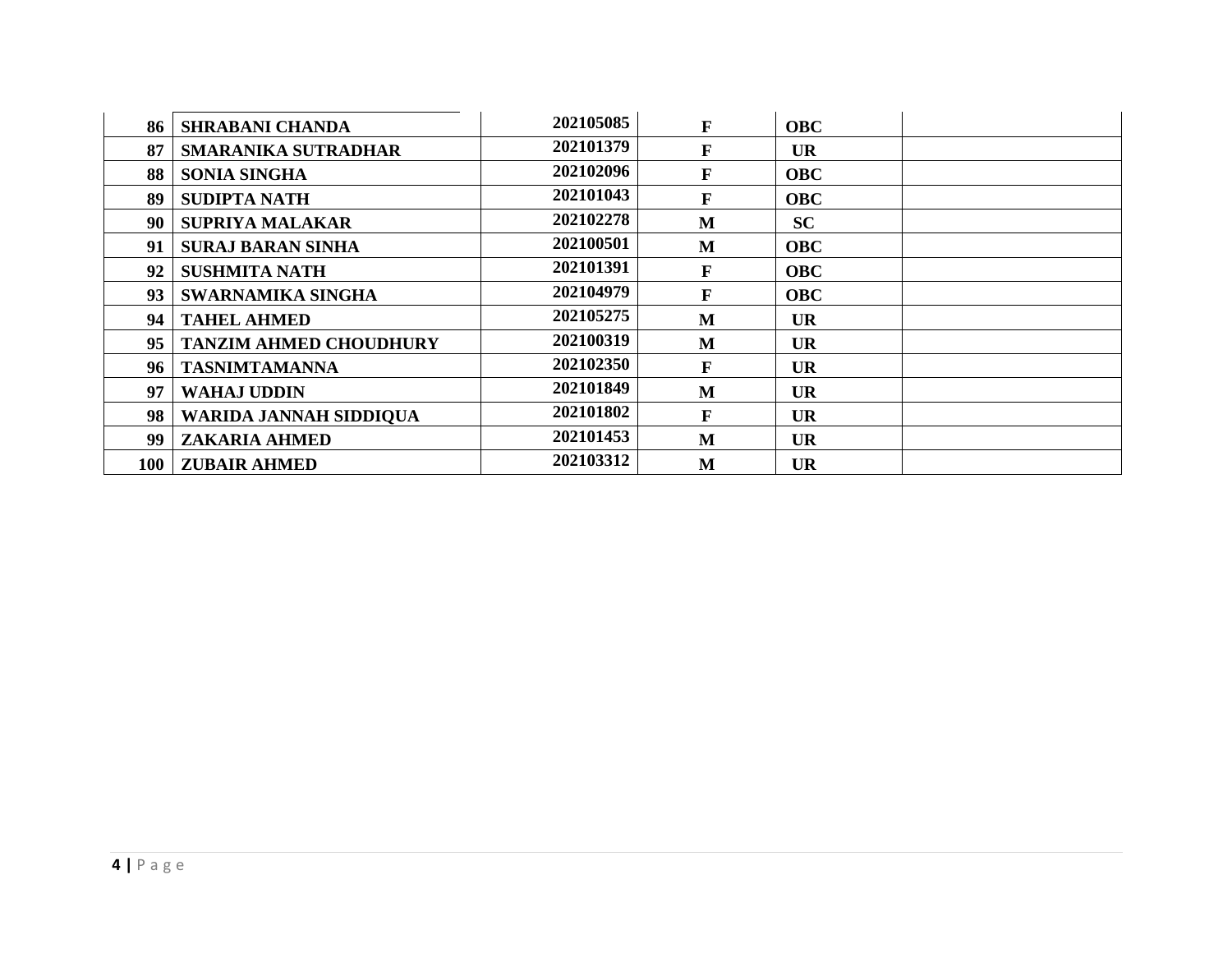| | | | | | |
|---|---|---|---|---|---|
| 86 | SHRABANI CHANDA | 202105085 | F | OBC | |
| 87 | SMARANIKA SUTRADHAR | 202101379 | F | UR | |
| 88 | SONIA SINGHA | 202102096 | F | OBC | |
| 89 | SUDIPTA NATH | 202101043 | F | OBC | |
| 90 | SUPRIYA MALAKAR | 202102278 | M | SC | |
| 91 | SURAJ BARAN SINHA | 202100501 | M | OBC | |
| 92 | SUSHMITA NATH | 202101391 | F | OBC | |
| 93 | SWARNAMIKA SINGHA | 202104979 | F | OBC | |
| 94 | TAHEL AHMED | 202105275 | M | UR | |
| 95 | TANZIM AHMED CHOUDHURY | 202100319 | M | UR | |
| 96 | TASNIMTAMANNA | 202102350 | F | UR | |
| 97 | WAHAJ UDDIN | 202101849 | M | UR | |
| 98 | WARIDA JANNAH SIDDIQUA | 202101802 | F | UR | |
| 99 | ZAKARIA AHMED | 202101453 | M | UR | |
| 100 | ZUBAIR AHMED | 202103312 | M | UR | |